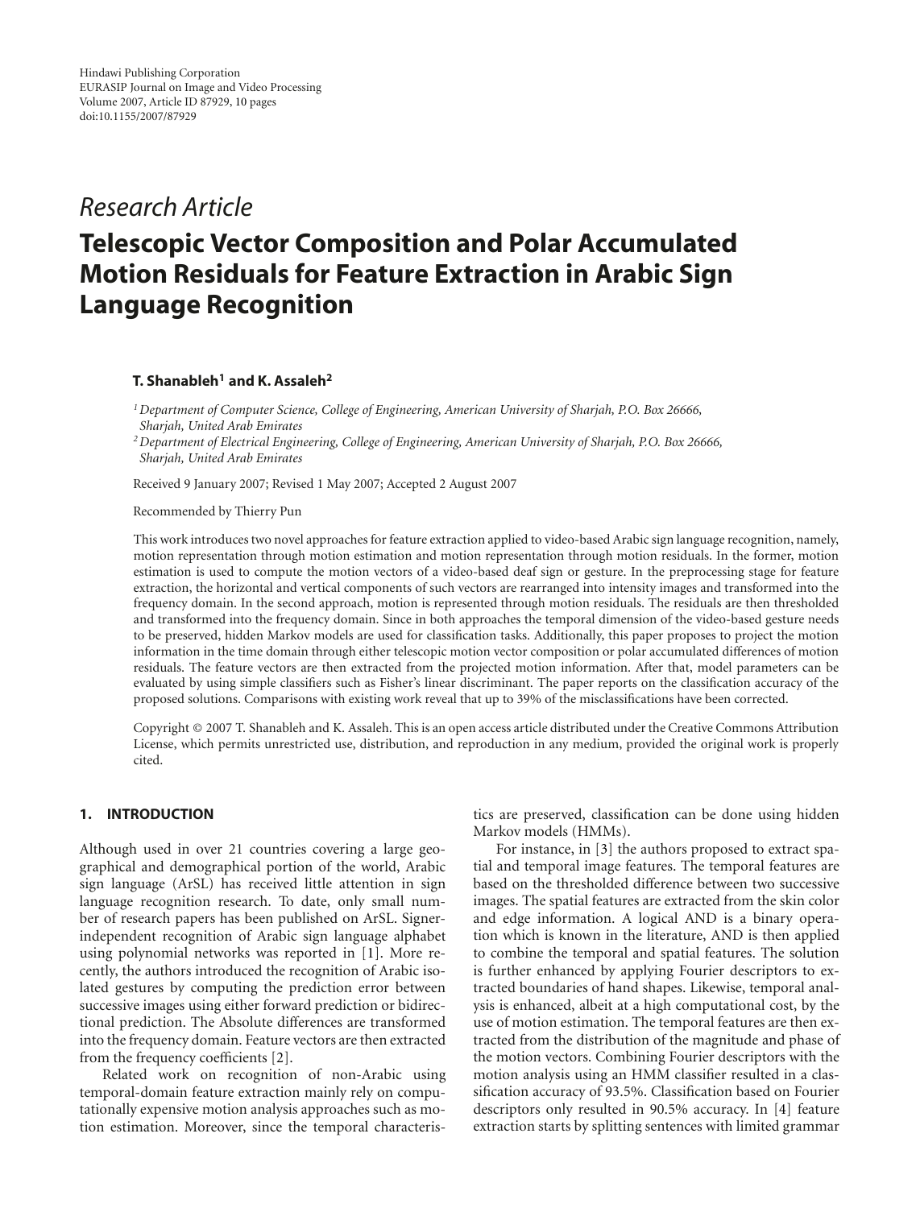Hindawi Publishing Corporation
EURASIP Journal on Image and Video Processing
Volume 2007, Article ID 87929, 10 pages
doi:10.1155/2007/87929

*Research Article*

# Telescopic Vector Composition and Polar Accumulated Motion Residuals for Feature Extraction in Arabic Sign Language Recognition

**T. Shanableh[1] and K. Assaleh[2]**

[1] *Department of Computer Science, College of Engineering, American University of Sharjah, P.O. Box 26666, Sharjah, United Arab Emirates*

[2] *Department of Electrical Engineering, College of Engineering, American University of Sharjah, P.O. Box 26666, Sharjah, United Arab Emirates*

Received 9 January 2007; Revised 1 May 2007; Accepted 2 August 2007

Recommended by Thierry Pun

This work introduces two novel approaches for feature extraction applied to video-based Arabic sign language recognition, namely, motion representation through motion estimation and motion representation through motion residuals. In the former, motion estimation is used to compute the motion vectors of a video-based deaf sign or gesture. In the preprocessing stage for feature extraction, the horizontal and vertical components of such vectors are rearranged into intensity images and transformed into the frequency domain. In the second approach, motion is represented through motion residuals. The residuals are then thresholded and transformed into the frequency domain. Since in both approaches the temporal dimension of the video-based gesture needs to be preserved, hidden Markov models are used for classification tasks. Additionally, this paper proposes to project the motion information in the time domain through either telescopic motion vector composition or polar accumulated differences of motion residuals. The feature vectors are then extracted from the projected motion information. After that, model parameters can be evaluated by using simple classifiers such as Fisher's linear discriminant. The paper reports on the classification accuracy of the proposed solutions. Comparisons with existing work reveal that up to 39% of the misclassifications have been corrected.

Copyright © 2007 T. Shanableh and K. Assaleh. This is an open access article distributed under the Creative Commons Attribution License, which permits unrestricted use, distribution, and reproduction in any medium, provided the original work is properly cited.

## 1. INTRODUCTION

Although used in over 21 countries covering a large geographical and demographical portion of the world, Arabic sign language (ArSL) has received little attention in sign language recognition research. To date, only small number of research papers has been published on ArSL. Signer-independent recognition of Arabic sign language alphabet using polynomial networks was reported in [1]. More recently, the authors introduced the recognition of Arabic isolated gestures by computing the prediction error between successive images using either forward prediction or bidirectional prediction. The Absolute differences are transformed into the frequency domain. Feature vectors are then extracted from the frequency coefficients [2].

Related work on recognition of non-Arabic using temporal-domain feature extraction mainly rely on computationally expensive motion analysis approaches such as motion estimation. Moreover, since the temporal characteristics are preserved, classification can be done using hidden Markov models (HMMs).

For instance, in [3] the authors proposed to extract spatial and temporal image features. The temporal features are based on the thresholded difference between two successive images. The spatial features are extracted from the skin color and edge information. A logical AND is a binary operation which is known in the literature, AND is then applied to combine the temporal and spatial features. The solution is further enhanced by applying Fourier descriptors to extracted boundaries of hand shapes. Likewise, temporal analysis is enhanced, albeit at a high computational cost, by the use of motion estimation. The temporal features are then extracted from the distribution of the magnitude and phase of the motion vectors. Combining Fourier descriptors with the motion analysis using an HMM classifier resulted in a classification accuracy of 93.5%. Classification based on Fourier descriptors only resulted in 90.5% accuracy. In [4] feature extraction starts by splitting sentences with limited grammar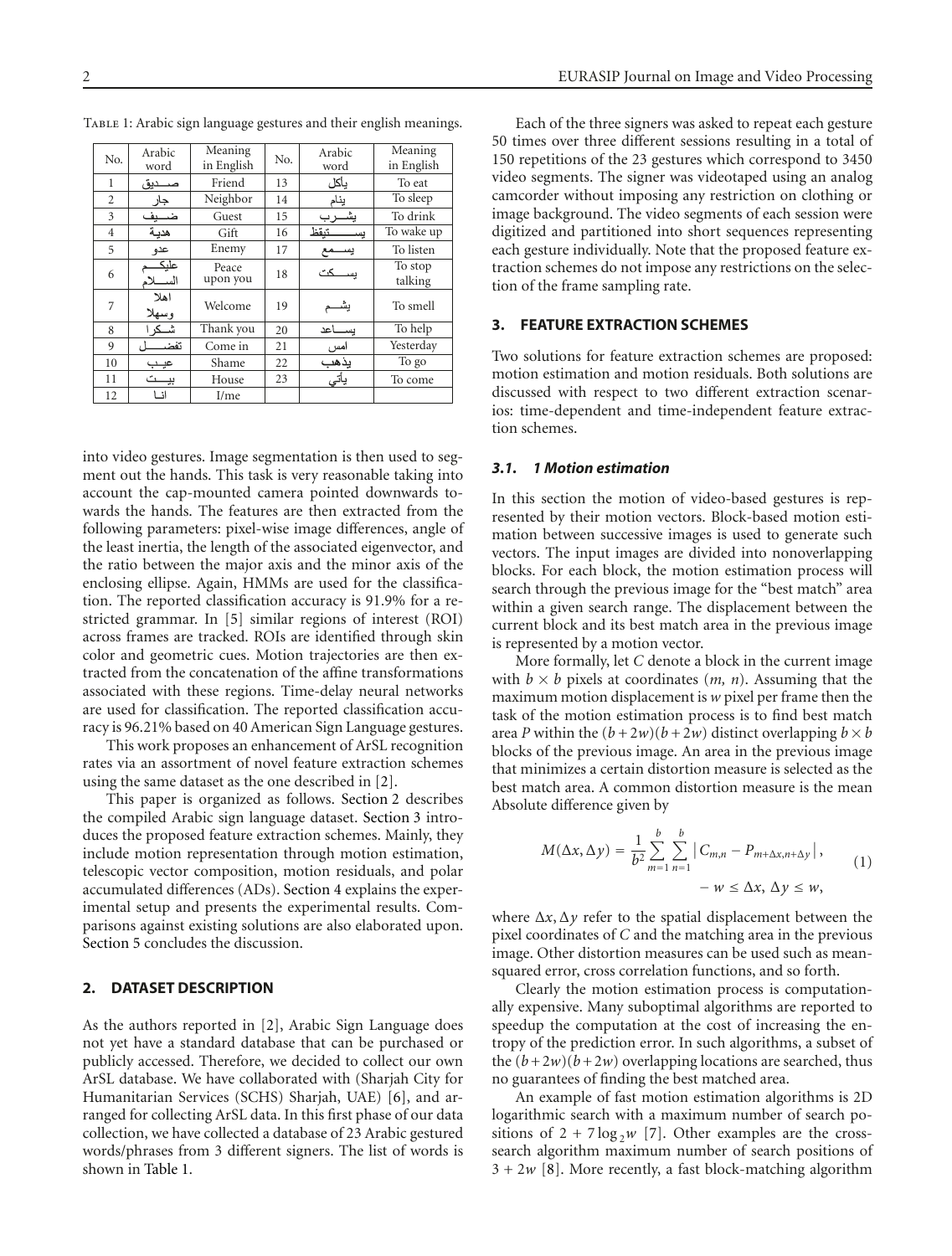Table 1: Arabic sign language gestures and their english meanings.

| No. | Arabic word | Meaning in English | No. | Arabic word | Meaning in English |
|---|---|---|---|---|---|
| 1 | صــديق | Friend | 13 | يأكل | To eat |
| 2 | جار | Neighbor | 14 | ينام | To sleep |
| 3 | ضــيف | Guest | 15 | يشــرب | To drink |
| 4 | هدية | Gift | 16 | يســتيقظ | To wake up |
| 5 | عدو | Enemy | 17 | يســمع | To listen |
| 6 | عليكــم الســلام | Peace upon you | 18 | يســكت | To stop talking |
| 7 | اهلا وسهلا | Welcome | 19 | يشــم | To smell |
| 8 | شــكرا | Thank you | 20 | يســاعد | To help |
| 9 | تفضــل | Come in | 21 | امس | Yesterday |
| 10 | عيــب | Shame | 22 | يذهب | To go |
| 11 | بيــت | House | 23 | يأتي | To come |
| 12 | انــا | I/me | | | |

into video gestures. Image segmentation is then used to segment out the hands. This task is very reasonable taking into account the cap-mounted camera pointed downwards towards the hands. The features are then extracted from the following parameters: pixel-wise image differences, angle of the least inertia, the length of the associated eigenvector, and the ratio between the major axis and the minor axis of the enclosing ellipse. Again, HMMs are used for the classification. The reported classification accuracy is 91.9% for a restricted grammar. In [5] similar regions of interest (ROI) across frames are tracked. ROIs are identified through skin color and geometric cues. Motion trajectories are then extracted from the concatenation of the affine transformations associated with these regions. Time-delay neural networks are used for classification. The reported classification accuracy is 96.21% based on 40 American Sign Language gestures.

This work proposes an enhancement of ArSL recognition rates via an assortment of novel feature extraction schemes using the same dataset as the one described in [2].

This paper is organized as follows. Section 2 describes the compiled Arabic sign language dataset. Section 3 introduces the proposed feature extraction schemes. Mainly, they include motion representation through motion estimation, telescopic vector composition, motion residuals, and polar accumulated differences (ADs). Section 4 explains the experimental setup and presents the experimental results. Comparisons against existing solutions are also elaborated upon. Section 5 concludes the discussion.

## 2. DATASET DESCRIPTION

As the authors reported in [2], Arabic Sign Language does not yet have a standard database that can be purchased or publicly accessed. Therefore, we decided to collect our own ArSL database. We have collaborated with (Sharjah City for Humanitarian Services (SCHS) Sharjah, UAE) [6], and arranged for collecting ArSL data. In this first phase of our data collection, we have collected a database of 23 Arabic gestured words/phrases from 3 different signers. The list of words is shown in Table 1.

Each of the three signers was asked to repeat each gesture 50 times over three different sessions resulting in a total of 150 repetitions of the 23 gestures which correspond to 3450 video segments. The signer was videotaped using an analog camcorder without imposing any restriction on clothing or image background. The video segments of each session were digitized and partitioned into short sequences representing each gesture individually. Note that the proposed feature extraction schemes do not impose any restrictions on the selection of the frame sampling rate.

## 3. FEATURE EXTRACTION SCHEMES

Two solutions for feature extraction schemes are proposed: motion estimation and motion residuals. Both solutions are discussed with respect to two different extraction scenarios: time-dependent and time-independent feature extraction schemes.

### *3.1. 1 Motion estimation*

In this section the motion of video-based gestures is represented by their motion vectors. Block-based motion estimation between successive images is used to generate such vectors. The input images are divided into nonoverlapping blocks. For each block, the motion estimation process will search through the previous image for the "best match" area within a given search range. The displacement between the current block and its best match area in the previous image is represented by a motion vector.

More formally, let $C$ denote a block in the current image with $b \times b$ pixels at coordinates $(m, n)$. Assuming that the maximum motion displacement is $w$ pixel per frame then the task of the motion estimation process is to find best match area $P$ within the $(b+2w)(b+2w)$ distinct overlapping $b \times b$ blocks of the previous image. An area in the previous image that minimizes a certain distortion measure is selected as the best match area. A common distortion measure is the mean Absolute difference given by

$$M(\Delta x, \Delta y) = \frac{1}{b^2} \sum_{m=1}^{b} \sum_{n=1}^{b} \left| C_{m,n} - P_{m+\Delta x, n+\Delta y} \right|, \qquad -w \le \Delta x, \Delta y \le w, \tag{1}$$

where $\Delta x, \Delta y$ refer to the spatial displacement between the pixel coordinates of $C$ and the matching area in the previous image. Other distortion measures can be used such as mean-squared error, cross correlation functions, and so forth.

Clearly the motion estimation process is computationally expensive. Many suboptimal algorithms are reported to speedup the computation at the cost of increasing the entropy of the prediction error. In such algorithms, a subset of the $(b+2w)(b+2w)$ overlapping locations are searched, thus no guarantees of finding the best matched area.

An example of fast motion estimation algorithms is 2D logarithmic search with a maximum number of search positions of $2 + 7\log_2 w$ [7]. Other examples are the cross-search algorithm maximum number of search positions of $3 + 2w$ [8]. More recently, a fast block-matching algorithm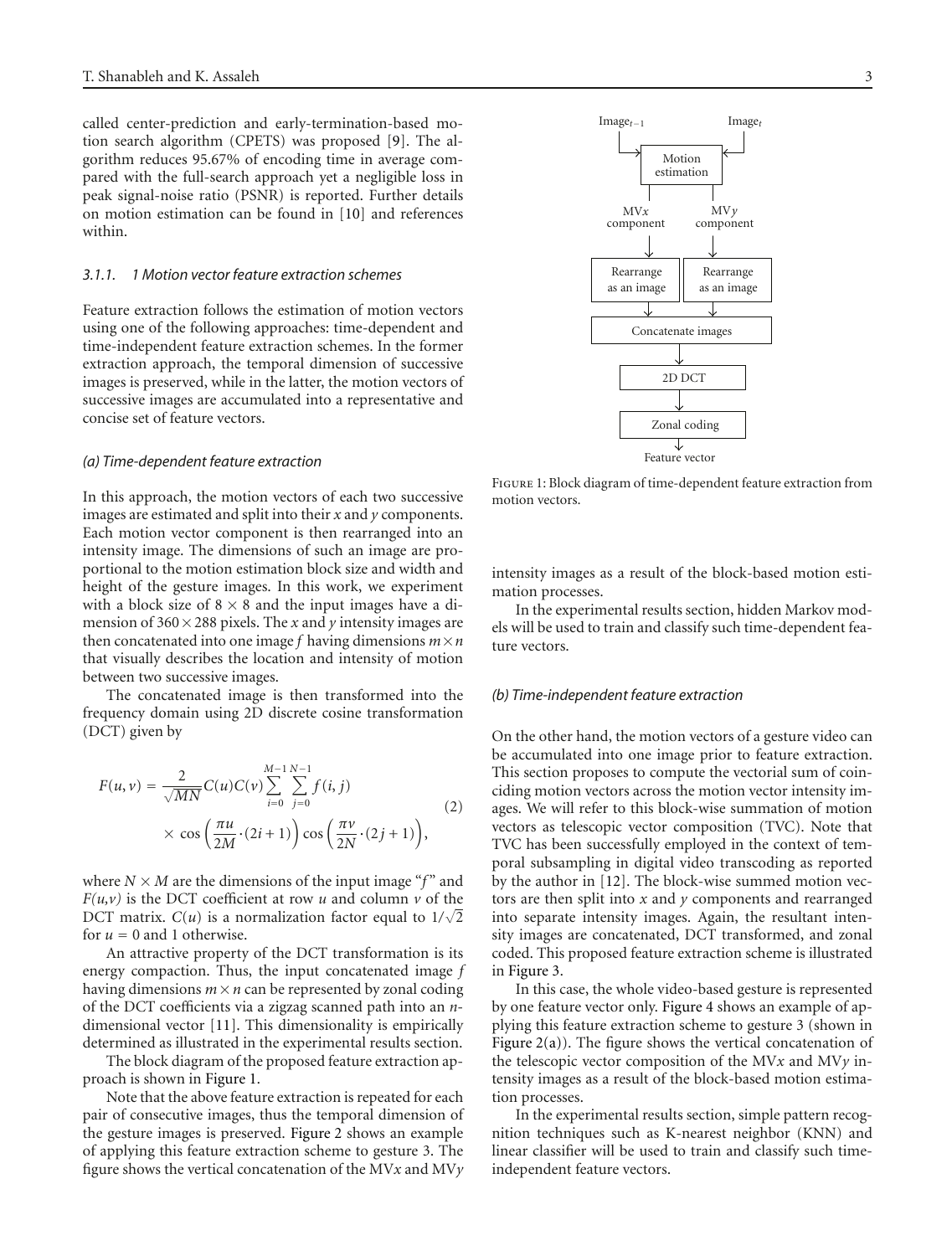called center-prediction and early-termination-based motion search algorithm (CPETS) was proposed [9]. The algorithm reduces 95.67% of encoding time in average compared with the full-search approach yet a negligible loss in peak signal-noise ratio (PSNR) is reported. Further details on motion estimation can be found in [10] and references within.

#### 3.1.1. 1 Motion vector feature extraction schemes

Feature extraction follows the estimation of motion vectors using one of the following approaches: time-dependent and time-independent feature extraction schemes. In the former extraction approach, the temporal dimension of successive images is preserved, while in the latter, the motion vectors of successive images are accumulated into a representative and concise set of feature vectors.

##### (a) Time-dependent feature extraction

In this approach, the motion vectors of each two successive images are estimated and split into their *x* and *y* components. Each motion vector component is then rearranged into an intensity image. The dimensions of such an image are proportional to the motion estimation block size and width and height of the gesture images. In this work, we experiment with a block size of $8 \times 8$ and the input images have a dimension of $360 \times 288$ pixels. The *x* and *y* intensity images are then concatenated into one image *f* having dimensions $m \times n$ that visually describes the location and intensity of motion between two successive images.

The concatenated image is then transformed into the frequency domain using 2D discrete cosine transformation (DCT) given by

$$F(u,v) = \frac{2}{\sqrt{MN}} C(u)C(v) \sum_{i=0}^{M-1} \sum_{j=0}^{N-1} f(i,j) \times \cos\left(\frac{\pi u}{2M} \cdot (2i+1)\right) \cos\left(\frac{\pi v}{2N} \cdot (2j+1)\right), \tag{2}$$

where $N \times M$ are the dimensions of the input image "$f$" and $F(u,v)$ is the DCT coefficient at row $u$ and column $v$ of the DCT matrix. $C(u)$ is a normalization factor equal to $1/\sqrt{2}$ for $u = 0$ and 1 otherwise.

An attractive property of the DCT transformation is its energy compaction. Thus, the input concatenated image *f* having dimensions $m \times n$ can be represented by zonal coding of the DCT coefficients via a zigzag scanned path into an $n$-dimensional vector [11]. This dimensionality is empirically determined as illustrated in the experimental results section.

The block diagram of the proposed feature extraction approach is shown in Figure 1.

Note that the above feature extraction is repeated for each pair of consecutive images, thus the temporal dimension of the gesture images is preserved. Figure 2 shows an example of applying this feature extraction scheme to gesture 3. The figure shows the vertical concatenation of the MV*x* and MV*y* intensity images as a result of the block-based motion estimation processes.

In the experimental results section, hidden Markov models will be used to train and classify such time-dependent feature vectors.

Image$_{t-1}$ → Motion estimation ← Image$_t$ ; MV*x* component → Rearrange as an image ; MV*y* component → Rearrange as an image ; → Concatenate images → 2D DCT → Zonal coding → Feature vector

Figure 1: Block diagram of time-dependent feature extraction from motion vectors.

##### (b) Time-independent feature extraction

On the other hand, the motion vectors of a gesture video can be accumulated into one image prior to feature extraction. This section proposes to compute the vectorial sum of coinciding motion vectors across the motion vector intensity images. We will refer to this block-wise summation of motion vectors as telescopic vector composition (TVC). Note that TVC has been successfully employed in the context of temporal subsampling in digital video transcoding as reported by the author in [12]. The block-wise summed motion vectors are then split into *x* and *y* components and rearranged into separate intensity images. Again, the resultant intensity images are concatenated, DCT transformed, and zonal coded. This proposed feature extraction scheme is illustrated in Figure 3.

In this case, the whole video-based gesture is represented by one feature vector only. Figure 4 shows an example of applying this feature extraction scheme to gesture 3 (shown in Figure 2(a)). The figure shows the vertical concatenation of the telescopic vector composition of the MV*x* and MV*y* intensity images as a result of the block-based motion estimation processes.

In the experimental results section, simple pattern recognition techniques such as K-nearest neighbor (KNN) and linear classifier will be used to train and classify such time-independent feature vectors.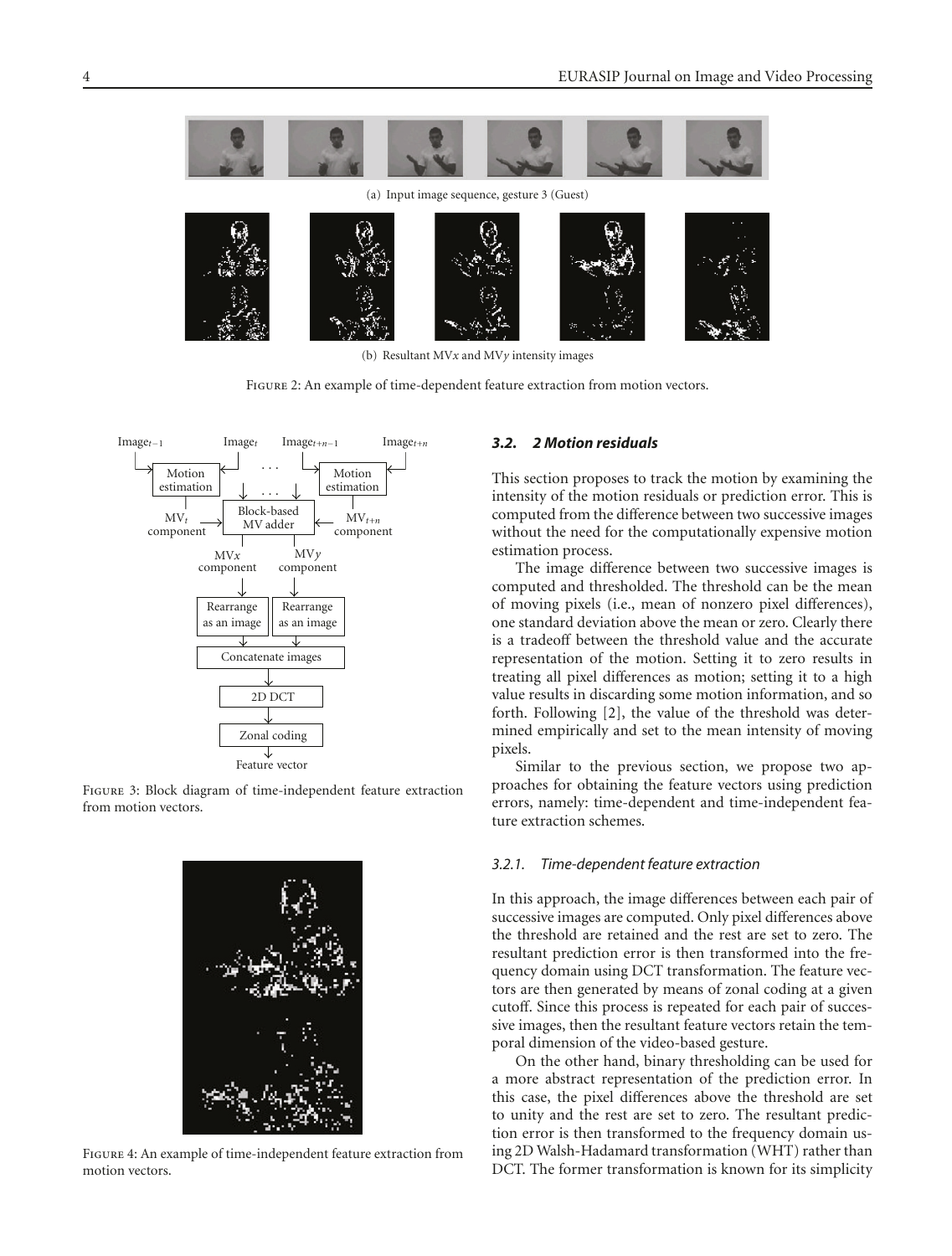(a) Input image sequence, gesture 3 (Guest)

(b) Resultant MV$x$ and MV$y$ intensity images

Figure 2: An example of time-dependent feature extraction from motion vectors.

Figure 3: Block diagram of time-independent feature extraction from motion vectors.

Figure 4: An example of time-independent feature extraction from motion vectors.

### *3.2. 2 Motion residuals*

This section proposes to track the motion by examining the intensity of the motion residuals or prediction error. This is computed from the difference between two successive images without the need for the computationally expensive motion estimation process.

The image difference between two successive images is computed and thresholded. The threshold can be the mean of moving pixels (i.e., mean of nonzero pixel differences), one standard deviation above the mean or zero. Clearly there is a tradeoff between the threshold value and the accurate representation of the motion. Setting it to zero results in treating all pixel differences as motion; setting it to a high value results in discarding some motion information, and so forth. Following [2], the value of the threshold was determined empirically and set to the mean intensity of moving pixels.

Similar to the previous section, we propose two approaches for obtaining the feature vectors using prediction errors, namely: time-dependent and time-independent feature extraction schemes.

#### *3.2.1. Time-dependent feature extraction*

In this approach, the image differences between each pair of successive images are computed. Only pixel differences above the threshold are retained and the rest are set to zero. The resultant prediction error is then transformed into the frequency domain using DCT transformation. The feature vectors are then generated by means of zonal coding at a given cutoff. Since this process is repeated for each pair of successive images, then the resultant feature vectors retain the temporal dimension of the video-based gesture.

On the other hand, binary thresholding can be used for a more abstract representation of the prediction error. In this case, the pixel differences above the threshold are set to unity and the rest are set to zero. The resultant prediction error is then transformed to the frequency domain using 2D Walsh-Hadamard transformation (WHT) rather than DCT. The former transformation is known for its simplicity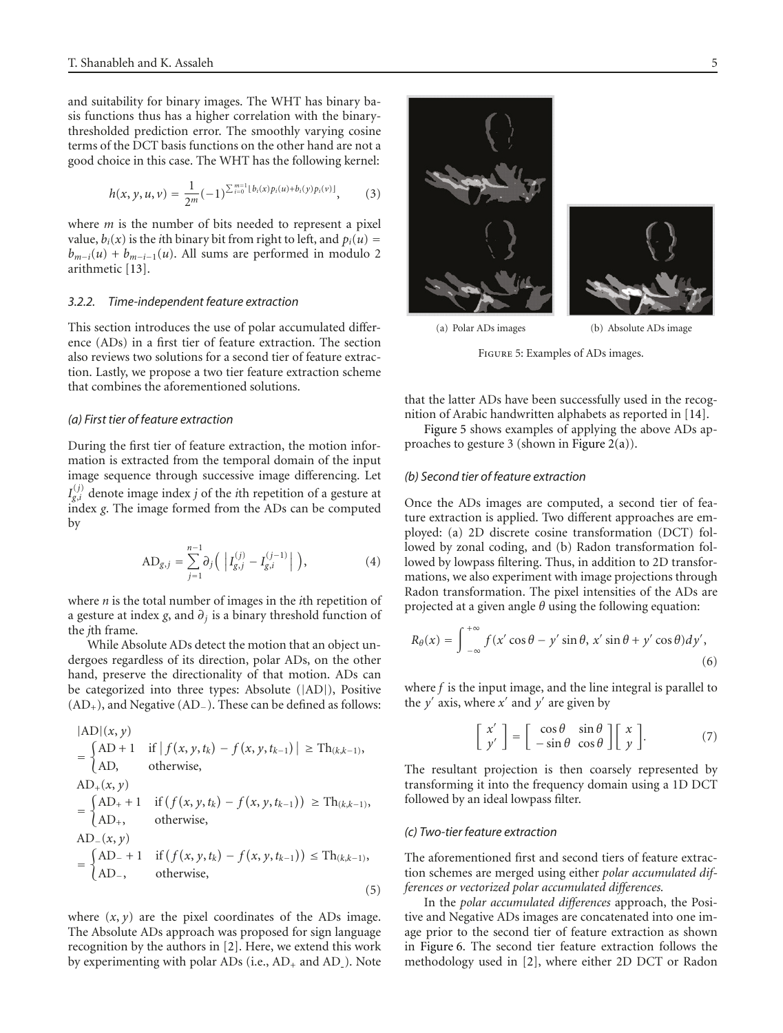and suitability for binary images. The WHT has binary basis functions thus has a higher correlation with the binary-thresholded prediction error. The smoothly varying cosine terms of the DCT basis functions on the other hand are not a good choice in this case. The WHT has the following kernel:

$$h(x, y, u, v) = \frac{1}{2^m}(-1)^{\sum_{i=0}^{m-1}[b_i(x)p_i(u)+b_i(y)p_i(v)]}, \qquad (3)$$

where $m$ is the number of bits needed to represent a pixel value, $b_i(x)$ is the $i$th binary bit from right to left, and $p_i(u) = b_{m-i}(u) + b_{m-i-1}(u)$. All sums are performed in modulo 2 arithmetic [13].

#### 3.2.2. Time-independent feature extraction

This section introduces the use of polar accumulated difference (ADs) in a first tier of feature extraction. The section also reviews two solutions for a second tier of feature extraction. Lastly, we propose a two tier feature extraction scheme that combines the aforementioned solutions.

*(a) First tier of feature extraction*

During the first tier of feature extraction, the motion information is extracted from the temporal domain of the input image sequence through successive image differencing. Let $I_{g,i}^{(j)}$ denote image index $j$ of the $i$th repetition of a gesture at index $g$. The image formed from the ADs can be computed by

$$\text{AD}_{g,j} = \sum_{j=1}^{n-1} \partial_j\left( \left| I_{g,j}^{(j)} - I_{g,i}^{(j-1)} \right| \right), \qquad (4)$$

where $n$ is the total number of images in the $i$th repetition of a gesture at index $g$, and $\partial_j$ is a binary threshold function of the $j$th frame.

While Absolute ADs detect the motion that an object undergoes regardless of its direction, polar ADs, on the other hand, preserve the directionality of that motion. ADs can be categorized into three types: Absolute ($|\text{AD}|$), Positive ($\text{AD}_+$), and Negative ($\text{AD}_-$). These can be defined as follows:

$$\begin{aligned}
&|\text{AD}|(x, y) \\
&= \begin{cases} \text{AD} + 1 & \text{if } \left| f(x, y, t_k) - f(x, y, t_{k-1}) \right| \geq \text{Th}_{(k,k-1)}, \\ \text{AD}, & \text{otherwise}, \end{cases} \\
&\text{AD}_+(x, y) \\
&= \begin{cases} \text{AD}_+ + 1 & \text{if } \left( f(x, y, t_k) - f(x, y, t_{k-1}) \right) \geq \text{Th}_{(k,k-1)}, \\ \text{AD}_+, & \text{otherwise}, \end{cases} \\
&\text{AD}_-(x, y) \\
&= \begin{cases} \text{AD}_- + 1 & \text{if } \left( f(x, y, t_k) - f(x, y, t_{k-1}) \right) \leq \text{Th}_{(k,k-1)}, \\ \text{AD}_-, & \text{otherwise}, \end{cases}
\end{aligned} \qquad (5)$$

where $(x, y)$ are the pixel coordinates of the ADs image. The Absolute ADs approach was proposed for sign language recognition by the authors in [2]. Here, we extend this work by experimenting with polar ADs (i.e., $\text{AD}_+$ and $\text{AD}_-$). Note that the latter ADs have been successfully used in the recognition of Arabic handwritten alphabets as reported in [14].

(a) Polar ADs images (b) Absolute ADs image

Figure 5: Examples of ADs images.

Figure 5 shows examples of applying the above ADs approaches to gesture 3 (shown in Figure 2(a)).

*(b) Second tier of feature extraction*

Once the ADs images are computed, a second tier of feature extraction is applied. Two different approaches are employed: (a) 2D discrete cosine transformation (DCT) followed by zonal coding, and (b) Radon transformation followed by lowpass filtering. Thus, in addition to 2D transformations, we also experiment with image projections through Radon transformation. The pixel intensities of the ADs are projected at a given angle $\theta$ using the following equation:

$$R_\theta(x) = \int_{-\infty}^{+\infty} f(x' \cos\theta - y' \sin\theta,\ x' \sin\theta + y' \cos\theta)\,dy', \qquad (6)$$

where $f$ is the input image, and the line integral is parallel to the $y'$ axis, where $x'$ and $y'$ are given by

$$\begin{bmatrix} x' \\ y' \end{bmatrix} = \begin{bmatrix} \cos\theta & \sin\theta \\ -\sin\theta & \cos\theta \end{bmatrix} \begin{bmatrix} x \\ y \end{bmatrix}. \qquad (7)$$

The resultant projection is then coarsely represented by transforming it into the frequency domain using a 1D DCT followed by an ideal lowpass filter.

*(c) Two-tier feature extraction*

The aforementioned first and second tiers of feature extraction schemes are merged using either *polar accumulated differences or vectorized polar accumulated differences.*

In the *polar accumulated differences* approach, the Positive and Negative ADs images are concatenated into one image prior to the second tier of feature extraction as shown in Figure 6. The second tier feature extraction follows the methodology used in [2], where either 2D DCT or Radon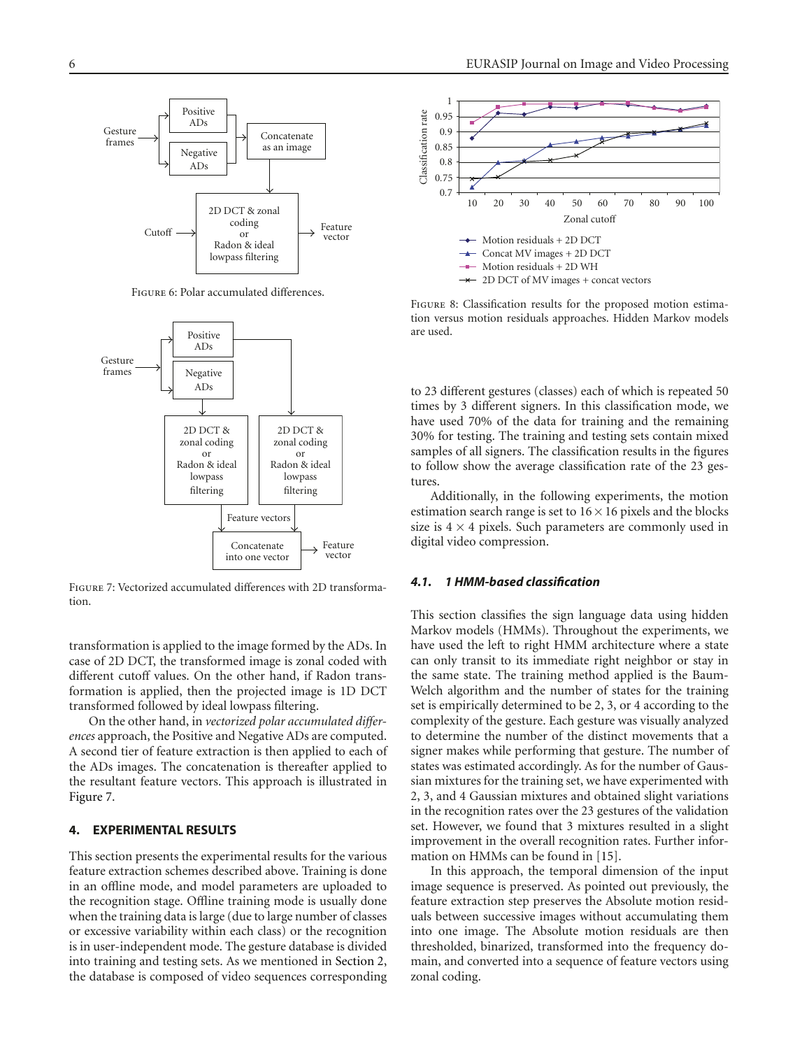Figure 6: Polar accumulated differences.

Figure 7: Vectorized accumulated differences with 2D transformation.

transformation is applied to the image formed by the ADs. In case of 2D DCT, the transformed image is zonal coded with different cutoff values. On the other hand, if Radon transformation is applied, then the projected image is 1D DCT transformed followed by ideal lowpass filtering.

On the other hand, in *vectorized polar accumulated differences* approach, the Positive and Negative ADs are computed. A second tier of feature extraction is then applied to each of the ADs images. The concatenation is thereafter applied to the resultant feature vectors. This approach is illustrated in Figure 7.

## 4. EXPERIMENTAL RESULTS

This section presents the experimental results for the various feature extraction schemes described above. Training is done in an offline mode, and model parameters are uploaded to the recognition stage. Offline training mode is usually done when the training data is large (due to large number of classes or excessive variability within each class) or the recognition is in user-independent mode. The gesture database is divided into training and testing sets. As we mentioned in Section 2, the database is composed of video sequences corresponding to 23 different gestures (classes) each of which is repeated 50 times by 3 different signers. In this classification mode, we have used 70% of the data for training and the remaining 30% for testing. The training and testing sets contain mixed samples of all signers. The classification results in the figures to follow show the average classification rate of the 23 gestures.

Additionally, in the following experiments, the motion estimation search range is set to $16 \times 16$ pixels and the blocks size is $4 \times 4$ pixels. Such parameters are commonly used in digital video compression.

Figure 8: Classification results for the proposed motion estimation versus motion residuals approaches. Hidden Markov models are used.

### 4.1. 1 HMM-based classification

This section classifies the sign language data using hidden Markov models (HMMs). Throughout the experiments, we have used the left to right HMM architecture where a state can only transit to its immediate right neighbor or stay in the same state. The training method applied is the Baum-Welch algorithm and the number of states for the training set is empirically determined to be 2, 3, or 4 according to the complexity of the gesture. Each gesture was visually analyzed to determine the number of the distinct movements that a signer makes while performing that gesture. The number of states was estimated accordingly. As for the number of Gaussian mixtures for the training set, we have experimented with 2, 3, and 4 Gaussian mixtures and obtained slight variations in the recognition rates over the 23 gestures of the validation set. However, we found that 3 mixtures resulted in a slight improvement in the overall recognition rates. Further information on HMMs can be found in [15].

In this approach, the temporal dimension of the input image sequence is preserved. As pointed out previously, the feature extraction step preserves the Absolute motion residuals between successive images without accumulating them into one image. The Absolute motion residuals are then thresholded, binarized, transformed into the frequency domain, and converted into a sequence of feature vectors using zonal coding.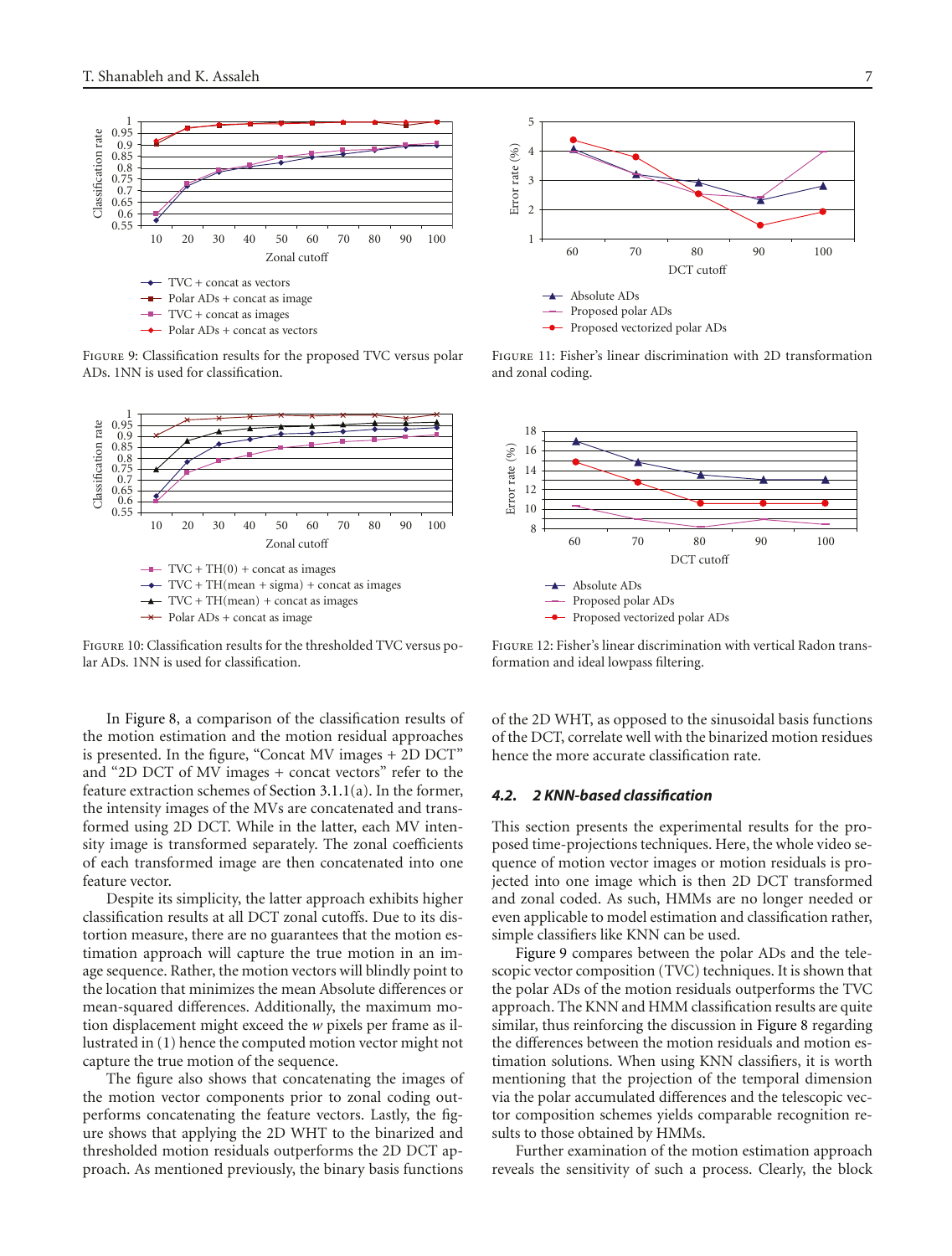Figure 9: Classification results for the proposed TVC versus polar ADs. 1NN is used for classification.

Figure 10: Classification results for the thresholded TVC versus polar ADs. 1NN is used for classification.

Figure 11: Fisher's linear discrimination with 2D transformation and zonal coding.

Figure 12: Fisher's linear discrimination with vertical Radon transformation and ideal lowpass filtering.

In Figure 8, a comparison of the classification results of the motion estimation and the motion residual approaches is presented. In the figure, "Concat MV images + 2D DCT" and "2D DCT of MV images + concat vectors" refer to the feature extraction schemes of Section 3.1.1(a). In the former, the intensity images of the MVs are concatenated and transformed using 2D DCT. While in the latter, each MV intensity image is transformed separately. The zonal coefficients of each transformed image are then concatenated into one feature vector.

Despite its simplicity, the latter approach exhibits higher classification results at all DCT zonal cutoffs. Due to its distortion measure, there are no guarantees that the motion estimation approach will capture the true motion in an image sequence. Rather, the motion vectors will blindly point to the location that minimizes the mean Absolute differences or mean-squared differences. Additionally, the maximum motion displacement might exceed the $w$ pixels per frame as illustrated in (1) hence the computed motion vector might not capture the true motion of the sequence.

The figure also shows that concatenating the images of the motion vector components prior to zonal coding outperforms concatenating the feature vectors. Lastly, the figure shows that applying the 2D WHT to the binarized and thresholded motion residuals outperforms the 2D DCT approach. As mentioned previously, the binary basis functions of the 2D WHT, as opposed to the sinusoidal basis functions of the DCT, correlate well with the binarized motion residues hence the more accurate classification rate.

### *4.2. 2 KNN-based classification*

This section presents the experimental results for the proposed time-projections techniques. Here, the whole video sequence of motion vector images or motion residuals is projected into one image which is then 2D DCT transformed and zonal coded. As such, HMMs are no longer needed or even applicable to model estimation and classification rather, simple classifiers like KNN can be used.

Figure 9 compares between the polar ADs and the telescopic vector composition (TVC) techniques. It is shown that the polar ADs of the motion residuals outperforms the TVC approach. The KNN and HMM classification results are quite similar, thus reinforcing the discussion in Figure 8 regarding the differences between the motion residuals and motion estimation solutions. When using KNN classifiers, it is worth mentioning that the projection of the temporal dimension via the polar accumulated differences and the telescopic vector composition schemes yields comparable recognition results to those obtained by HMMs.

Further examination of the motion estimation approach reveals the sensitivity of such a process. Clearly, the block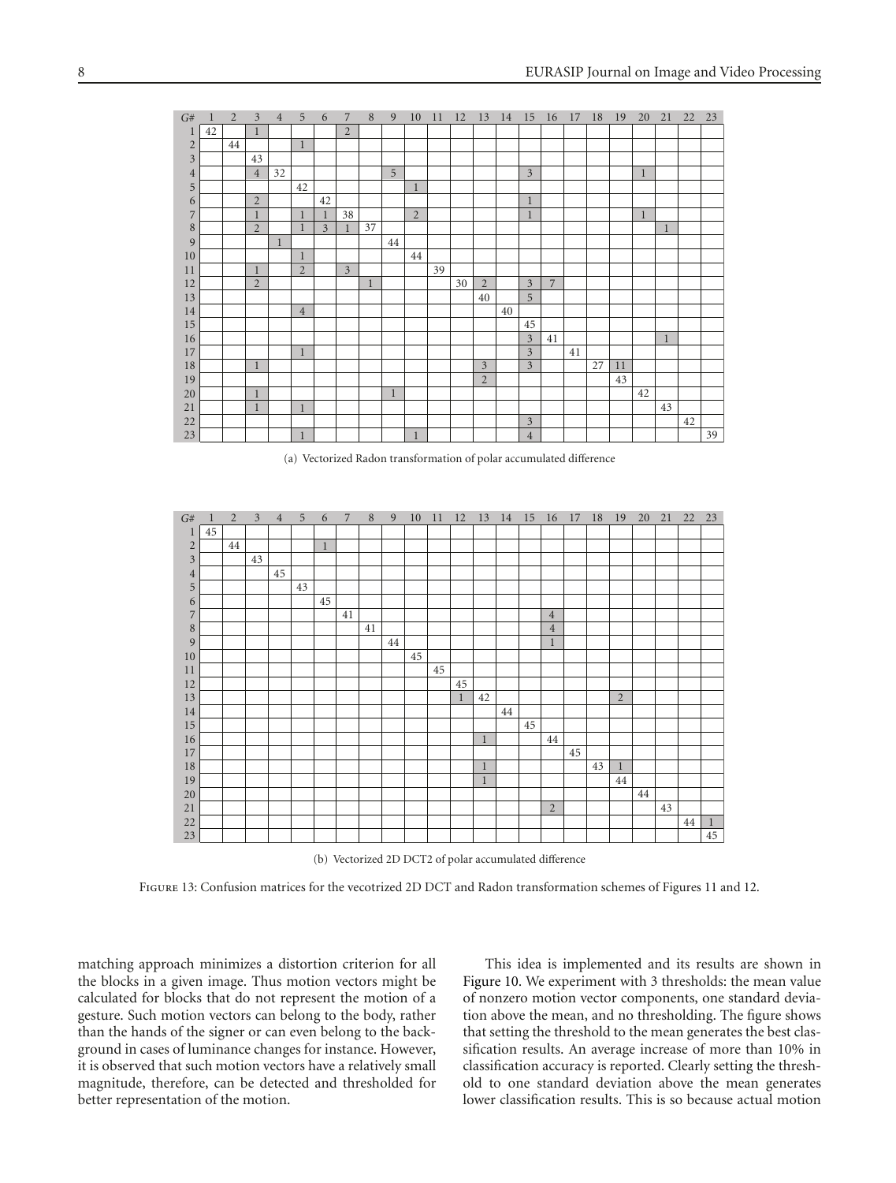| G# | 1 | 2 | 3 | 4 | 5 | 6 | 7 | 8 | 9 | 10 | 11 | 12 | 13 | 14 | 15 | 16 | 17 | 18 | 19 | 20 | 21 | 22 | 23 |
|---|---|---|---|---|---|---|---|---|---|---|---|---|---|---|---|---|---|---|---|---|---|---|---|
| 1 | 42 | | 1 | | | | 2 | | | | | | | | | | | | | | | | |
| 2 | | 44 | | | 1 | | | | | | | | | | | | | | | | | | |
| 3 | | | 43 | | | | | | | | | | | | | | | | | | | | |
| 4 | | | 4 | 32 | | | | | 5 | | | | | | 3 | | | | | 1 | | | |
| 5 | | | | | 42 | | | | | 1 | | | | | | | | | | | | | |
| 6 | | | 2 | | | 42 | | | | | | | | | 1 | | | | | | | | |
| 7 | | | 1 | | 1 | 1 | 38 | | | 2 | | | | | 1 | | | | | 1 | | | |
| 8 | | | 2 | | 1 | 3 | 1 | 37 | | | | | | | | | | | | | 1 | | |
| 9 | | | | 1 | | | | | 44 | | | | | | | | | | | | | | |
| 10 | | | | | 1 | | | | | 44 | | | | | | | | | | | | | |
| 11 | | | 1 | | 2 | | 3 | | | | 39 | | | | | | | | | | | | |
| 12 | | | 2 | | | | | 1 | | | | 30 | 2 | | 3 | 7 | | | | | | | |
| 13 | | | | | | | | | | | | | 40 | | 5 | | | | | | | | |
| 14 | | | | | 4 | | | | | | | | | 40 | | | | | | | | | |
| 15 | | | | | | | | | | | | | | | 45 | | | | | | | | |
| 16 | | | | | | | | | | | | | | | 3 | 41 | | | | | 1 | | |
| 17 | | | | | 1 | | | | | | | | | | 3 | | 41 | | | | | | |
| 18 | | | 1 | | | | | | | | | | 3 | | 3 | | | 27 | 11 | | | | |
| 19 | | | | | | | | | | | | | 2 | | | | | | 43 | | | | |
| 20 | | | 1 | | | | | | 1 | | | | | | | | | | | 42 | | | |
| 21 | | | 1 | | 1 | | | | | | | | | | | | | | | | 43 | | |
| 22 | | | | | | | | | | | | | | | 3 | | | | | | | 42 | |
| 23 | | | | | 1 | | | | | 1 | | | | | 4 | | | | | | | | 39 |

(a) Vectorized Radon transformation of polar accumulated difference

| G# | 1 | 2 | 3 | 4 | 5 | 6 | 7 | 8 | 9 | 10 | 11 | 12 | 13 | 14 | 15 | 16 | 17 | 18 | 19 | 20 | 21 | 22 | 23 |
|---|---|---|---|---|---|---|---|---|---|---|---|---|---|---|---|---|---|---|---|---|---|---|---|
| 1 | 45 | | | | | | | | | | | | | | | | | | | | | | |
| 2 | | 44 | | | | 1 | | | | | | | | | | | | | | | | | |
| 3 | | | 43 | | | | | | | | | | | | | | | | | | | | |
| 4 | | | | 45 | | | | | | | | | | | | | | | | | | | |
| 5 | | | | | 43 | | | | | | | | | | | | | | | | | | |
| 6 | | | | | | 45 | | | | | | | | | | | | | | | | | |
| 7 | | | | | | | 41 | | | | | | | | | 4 | | | | | | | |
| 8 | | | | | | | | 41 | | | | | | | | 4 | | | | | | | |
| 9 | | | | | | | | | 44 | | | | | | | 1 | | | | | | | |
| 10 | | | | | | | | | | 45 | | | | | | | | | | | | | |
| 11 | | | | | | | | | | | 45 | | | | | | | | | | | | |
| 12 | | | | | | | | | | | | 45 | | | | | | | | | | | |
| 13 | | | | | | | | | | | | 1 | 42 | | | | | | 2 | | | | |
| 14 | | | | | | | | | | | | | | 44 | | | | | | | | | |
| 15 | | | | | | | | | | | | | | | 45 | | | | | | | | |
| 16 | | | | | | | | | | | | | 1 | | | 44 | | | | | | | |
| 17 | | | | | | | | | | | | | | | | | 45 | | | | | | |
| 18 | | | | | | | | | | | | | 1 | | | | | 43 | 1 | | | | |
| 19 | | | | | | | | | | | | | 1 | | | | | | 44 | | | | |
| 20 | | | | | | | | | | | | | | | | | | | | 44 | | | |
| 21 | | | | | | | | | | | | | | | | 2 | | | | | 43 | | |
| 22 | | | | | | | | | | | | | | | | | | | | | | 44 | 1 |
| 23 | | | | | | | | | | | | | | | | | | | | | | | 45 |

(b) Vectorized 2D DCT2 of polar accumulated difference

Figure 13: Confusion matrices for the vecotrized 2D DCT and Radon transformation schemes of Figures 11 and 12.

matching approach minimizes a distortion criterion for all the blocks in a given image. Thus motion vectors might be calculated for blocks that do not represent the motion of a gesture. Such motion vectors can belong to the body, rather than the hands of the signer or can even belong to the background in cases of luminance changes for instance. However, it is observed that such motion vectors have a relatively small magnitude, therefore, can be detected and thresholded for better representation of the motion.

This idea is implemented and its results are shown in Figure 10. We experiment with 3 thresholds: the mean value of nonzero motion vector components, one standard deviation above the mean, and no thresholding. The figure shows that setting the threshold to the mean generates the best classification results. An average increase of more than 10% in classification accuracy is reported. Clearly setting the threshold to one standard deviation above the mean generates lower classification results. This is so because actual motion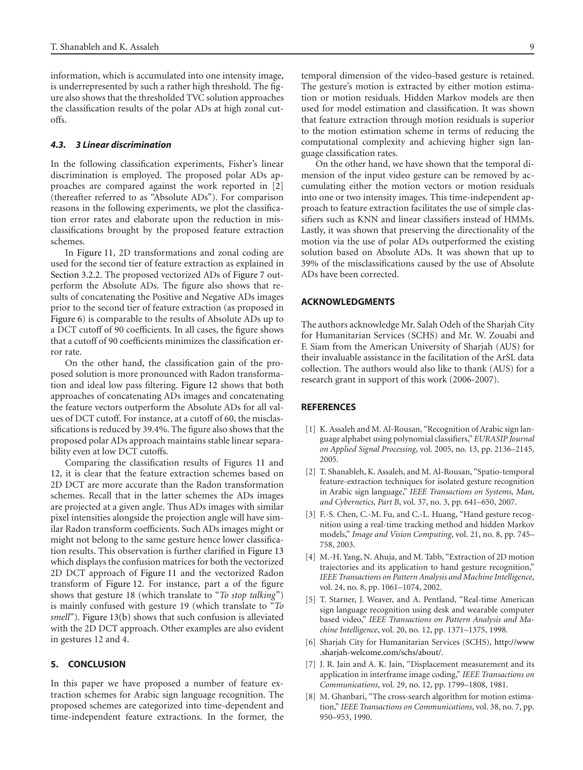information, which is accumulated into one intensity image, is underrepresented by such a rather high threshold. The figure also shows that the thresholded TVC solution approaches the classification results of the polar ADs at high zonal cutoffs.

### 4.3. 3 Linear discrimination

In the following classification experiments, Fisher's linear discrimination is employed. The proposed polar ADs approaches are compared against the work reported in [2] (thereafter referred to as "Absolute ADs"). For comparison reasons in the following experiments, we plot the classification error rates and elaborate upon the reduction in misclassifications brought by the proposed feature extraction schemes.

In Figure 11, 2D transformations and zonal coding are used for the second tier of feature extraction as explained in Section 3.2.2. The proposed vectorized ADs of Figure 7 outperform the Absolute ADs. The figure also shows that results of concatenating the Positive and Negative ADs images prior to the second tier of feature extraction (as proposed in Figure 6) is comparable to the results of Absolute ADs up to a DCT cutoff of 90 coefficients. In all cases, the figure shows that a cutoff of 90 coefficients minimizes the classification error rate.

On the other hand, the classification gain of the proposed solution is more pronounced with Radon transformation and ideal low pass filtering. Figure 12 shows that both approaches of concatenating ADs images and concatenating the feature vectors outperform the Absolute ADs for all values of DCT cutoff. For instance, at a cutoff of 60, the misclassifications is reduced by 39.4%. The figure also shows that the proposed polar ADs approach maintains stable linear separability even at low DCT cutoffs.

Comparing the classification results of Figures 11 and 12, it is clear that the feature extraction schemes based on 2D DCT are more accurate than the Radon transformation schemes. Recall that in the latter schemes the ADs images are projected at a given angle. Thus ADs images with similar pixel intensities alongside the projection angle will have similar Radon transform coefficients. Such ADs images might or might not belong to the same gesture hence lower classification results. This observation is further clarified in Figure 13 which displays the confusion matrices for both the vectorized 2D DCT approach of Figure 11 and the vectorized Radon transform of Figure 12. For instance, part a of the figure shows that gesture 18 (which translate to "*To stop talking*") is mainly confused with gesture 19 (which translate to "*To smell*"). Figure 13(b) shows that such confusion is alleviated with the 2D DCT approach. Other examples are also evident in gestures 12 and 4.

## 5. CONCLUSION

In this paper we have proposed a number of feature extraction schemes for Arabic sign language recognition. The proposed schemes are categorized into time-dependent and time-independent feature extractions. In the former, the temporal dimension of the video-based gesture is retained. The gesture's motion is extracted by either motion estimation or motion residuals. Hidden Markov models are then used for model estimation and classification. It was shown that feature extraction through motion residuals is superior to the motion estimation scheme in terms of reducing the computational complexity and achieving higher sign language classification rates.

On the other hand, we have shown that the temporal dimension of the input video gesture can be removed by accumulating either the motion vectors or motion residuals into one or two intensity images. This time-independent approach to feature extraction facilitates the use of simple classifiers such as KNN and linear classifiers instead of HMMs. Lastly, it was shown that preserving the directionality of the motion via the use of polar ADs outperformed the existing solution based on Absolute ADs. It was shown that up to 39% of the misclassifications caused by the use of Absolute ADs have been corrected.

## ACKNOWLEDGMENTS

The authors acknowledge Mr. Salah Odeh of the Sharjah City for Humanitarian Services (SCHS) and Mr. W. Zouabi and F. Siam from the American University of Sharjah (AUS) for their invaluable assistance in the facilitation of the ArSL data collection. The authors would also like to thank (AUS) for a research grant in support of this work (2006-2007).

## REFERENCES

[1] K. Assaleh and M. Al-Rousan, "Recognition of Arabic sign language alphabet using polynomial classifiers," *EURASIP Journal on Applied Signal Processing*, vol. 2005, no. 13, pp. 2136–2145, 2005.

[2] T. Shanableh, K. Assaleh, and M. Al-Rousan, "Spatio-temporal feature-extraction techniques for isolated gesture recognition in Arabic sign language," *IEEE Transactions on Systems, Man, and Cybernetics, Part B*, vol. 37, no. 3, pp. 641–650, 2007.

[3] F.-S. Chen, C.-M. Fu, and C.-L. Huang, "Hand gesture recognition using a real-time tracking method and hidden Markov models," *Image and Vision Computing*, vol. 21, no. 8, pp. 745–758, 2003.

[4] M.-H. Yang, N. Ahuja, and M. Tabb, "Extraction of 2D motion trajectories and its application to hand gesture recognition," *IEEE Transactions on Pattern Analysis and Machine Intelligence*, vol. 24, no. 8, pp. 1061–1074, 2002.

[5] T. Starner, J. Weaver, and A. Pentland, "Real-time American sign language recognition using desk and wearable computer based video," *IEEE Transactions on Pattern Analysis and Machine Intelligence*, vol. 20, no. 12, pp. 1371–1375, 1998.

[6] Sharjah City for Humanitarian Services (SCHS), http://www.sharjah-welcome.com/schs/about/.

[7] J. R. Jain and A. K. Jain, "Displacement measurement and its application in interframe image coding," *IEEE Transactions on Communications*, vol. 29, no. 12, pp. 1799–1808, 1981.

[8] M. Ghanbari, "The cross-search algorithm for motion estimation," *IEEE Transactions on Communications*, vol. 38, no. 7, pp. 950–953, 1990.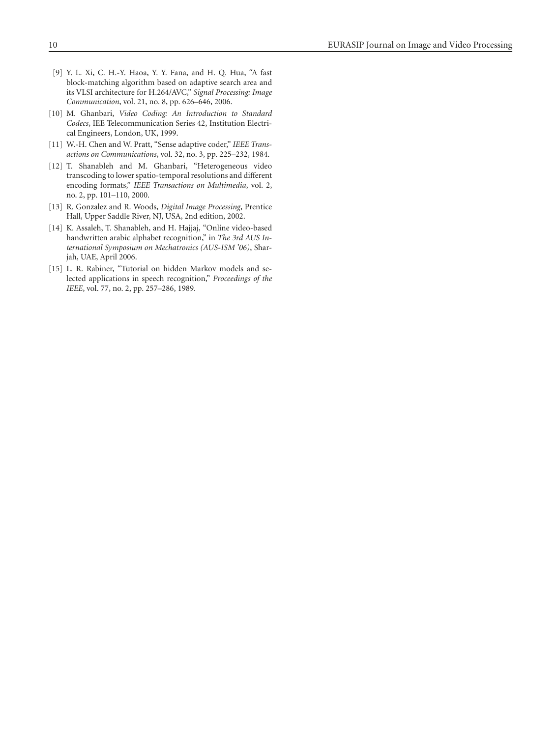[9] Y. L. Xi, C. H.-Y. Haoa, Y. Y. Fana, and H. Q. Hua, "A fast block-matching algorithm based on adaptive search area and its VLSI architecture for H.264/AVC," *Signal Processing: Image Communication*, vol. 21, no. 8, pp. 626–646, 2006.

[10] M. Ghanbari, *Video Coding: An Introduction to Standard Codecs*, IEE Telecommunication Series 42, Institution Electrical Engineers, London, UK, 1999.

[11] W.-H. Chen and W. Pratt, "Sense adaptive coder," *IEEE Transactions on Communications*, vol. 32, no. 3, pp. 225–232, 1984.

[12] T. Shanableh and M. Ghanbari, "Heterogeneous video transcoding to lower spatio-temporal resolutions and different encoding formats," *IEEE Transactions on Multimedia*, vol. 2, no. 2, pp. 101–110, 2000.

[13] R. Gonzalez and R. Woods, *Digital Image Processing*, Prentice Hall, Upper Saddle River, NJ, USA, 2nd edition, 2002.

[14] K. Assaleh, T. Shanableh, and H. Hajjaj, "Online video-based handwritten arabic alphabet recognition," in *The 3rd AUS International Symposium on Mechatronics (AUS-ISM '06)*, Sharjah, UAE, April 2006.

[15] L. R. Rabiner, "Tutorial on hidden Markov models and selected applications in speech recognition," *Proceedings of the IEEE*, vol. 77, no. 2, pp. 257–286, 1989.